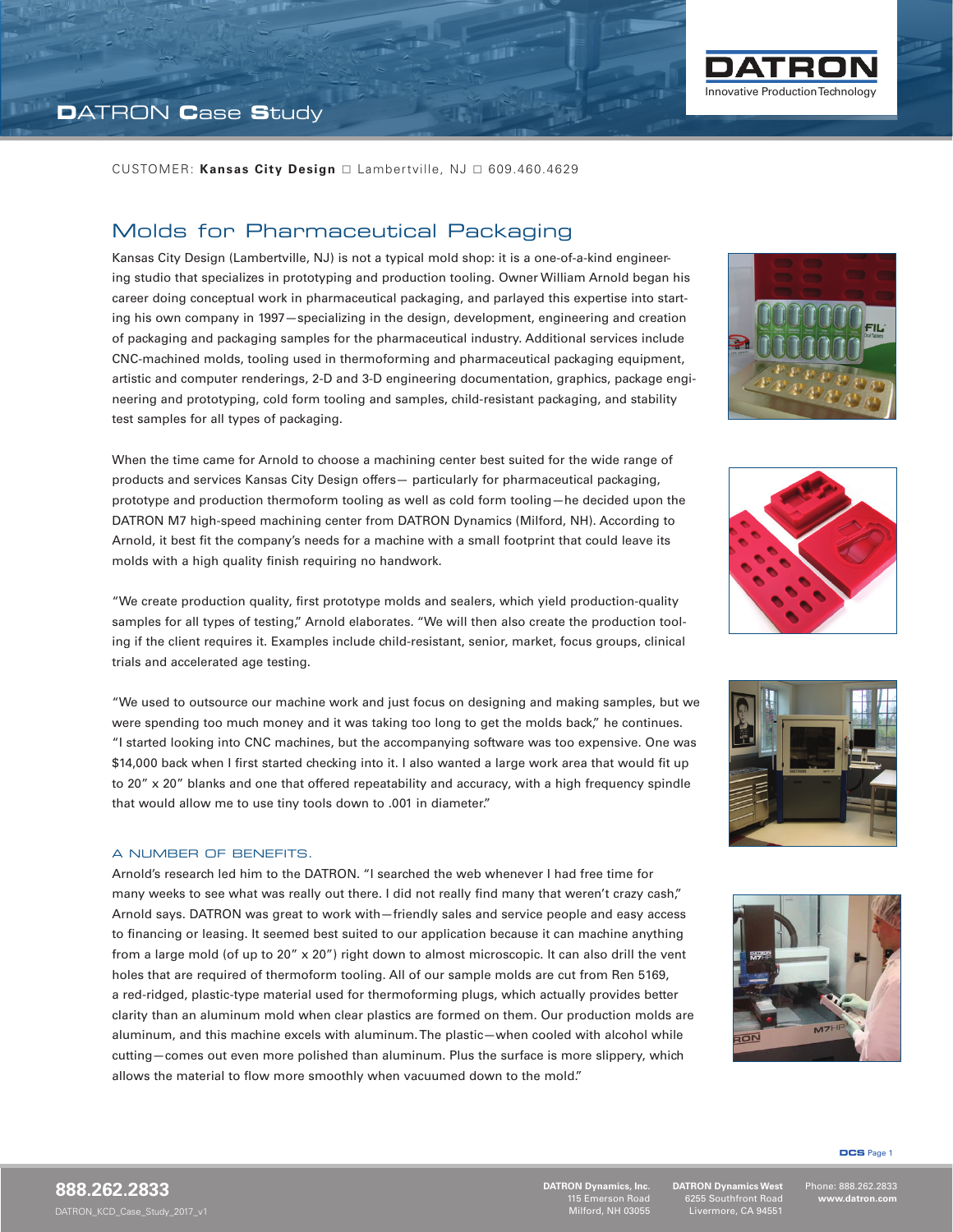# DATRON Case Study

CUSTOMER: **Kansas City Design** □ Lambertville, NJ □ 609.460.4629

## Molds for Pharmaceutical Packaging

Kansas City Design (Lambertville, NJ) is not a typical mold shop: it is a one-of-a-kind engineering studio that specializes in prototyping and production tooling. Owner William Arnold began his career doing conceptual work in pharmaceutical packaging, and parlayed this expertise into starting his own company in 1997—specializing in the design, development, engineering and creation of packaging and packaging samples for the pharmaceutical industry. Additional services include CNC-machined molds, tooling used in thermoforming and pharmaceutical packaging equipment, artistic and computer renderings, 2-D and 3-D engineering documentation, graphics, package engineering and prototyping, cold form tooling and samples, child-resistant packaging, and stability test samples for all types of packaging.

When the time came for Arnold to choose a machining center best suited for the wide range of products and services Kansas City Design offers— particularly for pharmaceutical packaging, prototype and production thermoform tooling as well as cold form tooling—he decided upon the DATRON M7 high-speed machining center from DATRON Dynamics (Milford, NH). According to Arnold, it best fit the company's needs for a machine with a small footprint that could leave its molds with a high quality finish requiring no handwork.

"We create production quality, first prototype molds and sealers, which yield production-quality samples for all types of testing," Arnold elaborates. "We will then also create the production tooling if the client requires it. Examples include child-resistant, senior, market, focus groups, clinical trials and accelerated age testing.

"We used to outsource our machine work and just focus on designing and making samples, but we were spending too much money and it was taking too long to get the molds back," he continues. "I started looking into CNC machines, but the accompanying software was too expensive. One was $14,000 back when I first started checking into it. I also wanted a large work area that would fit up to 20" x 20" blanks and one that offered repeatability and accuracy, with a high frequency spindle that would allow me to use tiny tools down to .001 in diameter."

### A NUMBER OF BENEFITS.

Arnold's research led him to the DATRON. "I searched the web whenever I had free time for many weeks to see what was really out there. I did not really find many that weren't crazy cash," Arnold says. DATRON was great to work with—friendly sales and service people and easy access to financing or leasing. It seemed best suited to our application because it can machine anything from a large mold (of up to 20" x 20") right down to almost microscopic. It can also drill the vent holes that are required of thermoform tooling. All of our sample molds are cut from Ren 5169, a red-ridged, plastic-type material used for thermoforming plugs, which actually provides better clarity than an aluminum mold when clear plastics are formed on them. Our production molds are aluminum, and this machine excels with aluminum. The plastic—when cooled with alcohol while cutting—comes out even more polished than aluminum. Plus the surface is more slippery, which allows the material to flow more smoothly when vacuumed down to the mold."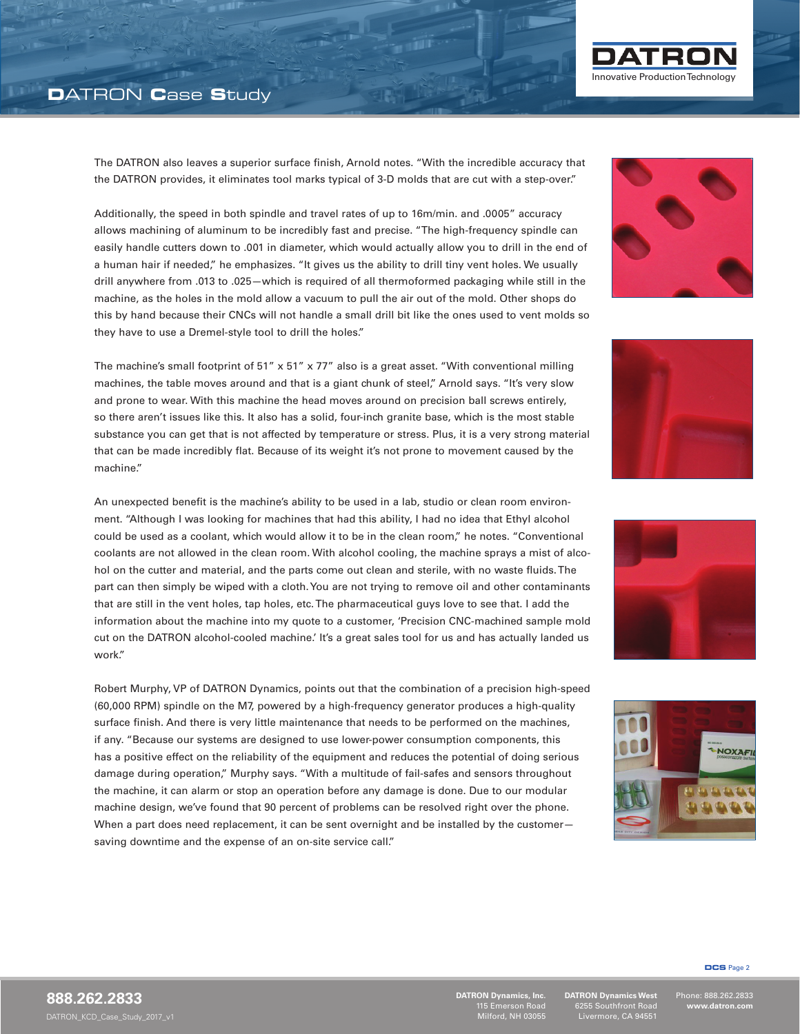The DATRON also leaves a superior surface finish, Arnold notes. "With the incredible accuracy that the DATRON provides, it eliminates tool marks typical of 3-D molds that are cut with a step-over."

Additionally, the speed in both spindle and travel rates of up to 16m/min. and .0005" accuracy allows machining of aluminum to be incredibly fast and precise. "The high-frequency spindle can easily handle cutters down to .001 in diameter, which would actually allow you to drill in the end of a human hair if needed," he emphasizes. "It gives us the ability to drill tiny vent holes. We usually drill anywhere from .013 to .025—which is required of all thermoformed packaging while still in the machine, as the holes in the mold allow a vacuum to pull the air out of the mold. Other shops do this by hand because their CNCs will not handle a small drill bit like the ones used to vent molds so they have to use a Dremel-style tool to drill the holes."

The machine's small footprint of 51" x 51" x 77" also is a great asset. "With conventional milling machines, the table moves around and that is a giant chunk of steel," Arnold says. "It's very slow and prone to wear. With this machine the head moves around on precision ball screws entirely, so there aren't issues like this. It also has a solid, four-inch granite base, which is the most stable substance you can get that is not affected by temperature or stress. Plus, it is a very strong material that can be made incredibly flat. Because of its weight it's not prone to movement caused by the machine."

An unexpected benefit is the machine's ability to be used in a lab, studio or clean room environment. "Although I was looking for machines that had this ability, I had no idea that Ethyl alcohol could be used as a coolant, which would allow it to be in the clean room," he notes. "Conventional coolants are not allowed in the clean room. With alcohol cooling, the machine sprays a mist of alcohol on the cutter and material, and the parts come out clean and sterile, with no waste fluids. The part can then simply be wiped with a cloth. You are not trying to remove oil and other contaminants that are still in the vent holes, tap holes, etc. The pharmaceutical guys love to see that. I add the information about the machine into my quote to a customer, 'Precision CNC-machined sample mold cut on the DATRON alcohol-cooled machine.' It's a great sales tool for us and has actually landed us work."

Robert Murphy, VP of DATRON Dynamics, points out that the combination of a precision high-speed (60,000 RPM) spindle on the M7, powered by a high-frequency generator produces a high-quality surface finish. And there is very little maintenance that needs to be performed on the machines, if any. "Because our systems are designed to use lower-power consumption components, this has a positive effect on the reliability of the equipment and reduces the potential of doing serious damage during operation," Murphy says. "With a multitude of fail-safes and sensors throughout the machine, it can alarm or stop an operation before any damage is done. Due to our modular machine design, we've found that 90 percent of problems can be resolved right over the phone. When a part does need replacement, it can be sent overnight and be installed by the customer—saving downtime and the expense of an on-site service call."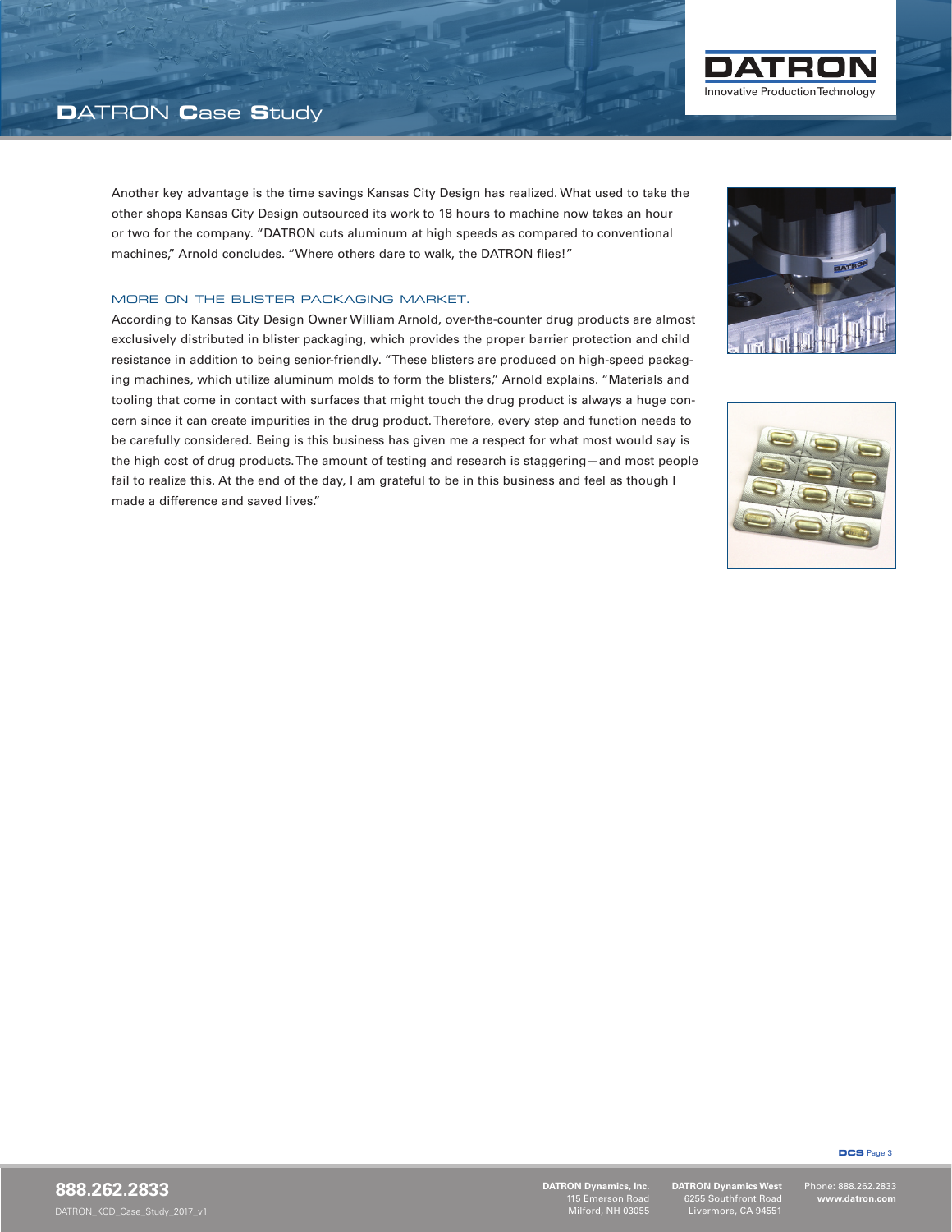Another key advantage is the time savings Kansas City Design has realized. What used to take the other shops Kansas City Design outsourced its work to 18 hours to machine now takes an hour or two for the company. "DATRON cuts aluminum at high speeds as compared to conventional machines," Arnold concludes. "Where others dare to walk, the DATRON flies!"

## MORE ON THE BLISTER PACKAGING MARKET.

According to Kansas City Design Owner William Arnold, over-the-counter drug products are almost exclusively distributed in blister packaging, which provides the proper barrier protection and child resistance in addition to being senior-friendly. "These blisters are produced on high-speed packaging machines, which utilize aluminum molds to form the blisters," Arnold explains. "Materials and tooling that come in contact with surfaces that might touch the drug product is always a huge concern since it can create impurities in the drug product. Therefore, every step and function needs to be carefully considered. Being is this business has given me a respect for what most would say is the high cost of drug products. The amount of testing and research is staggering—and most people fail to realize this. At the end of the day, I am grateful to be in this business and feel as though I made a difference and saved lives."